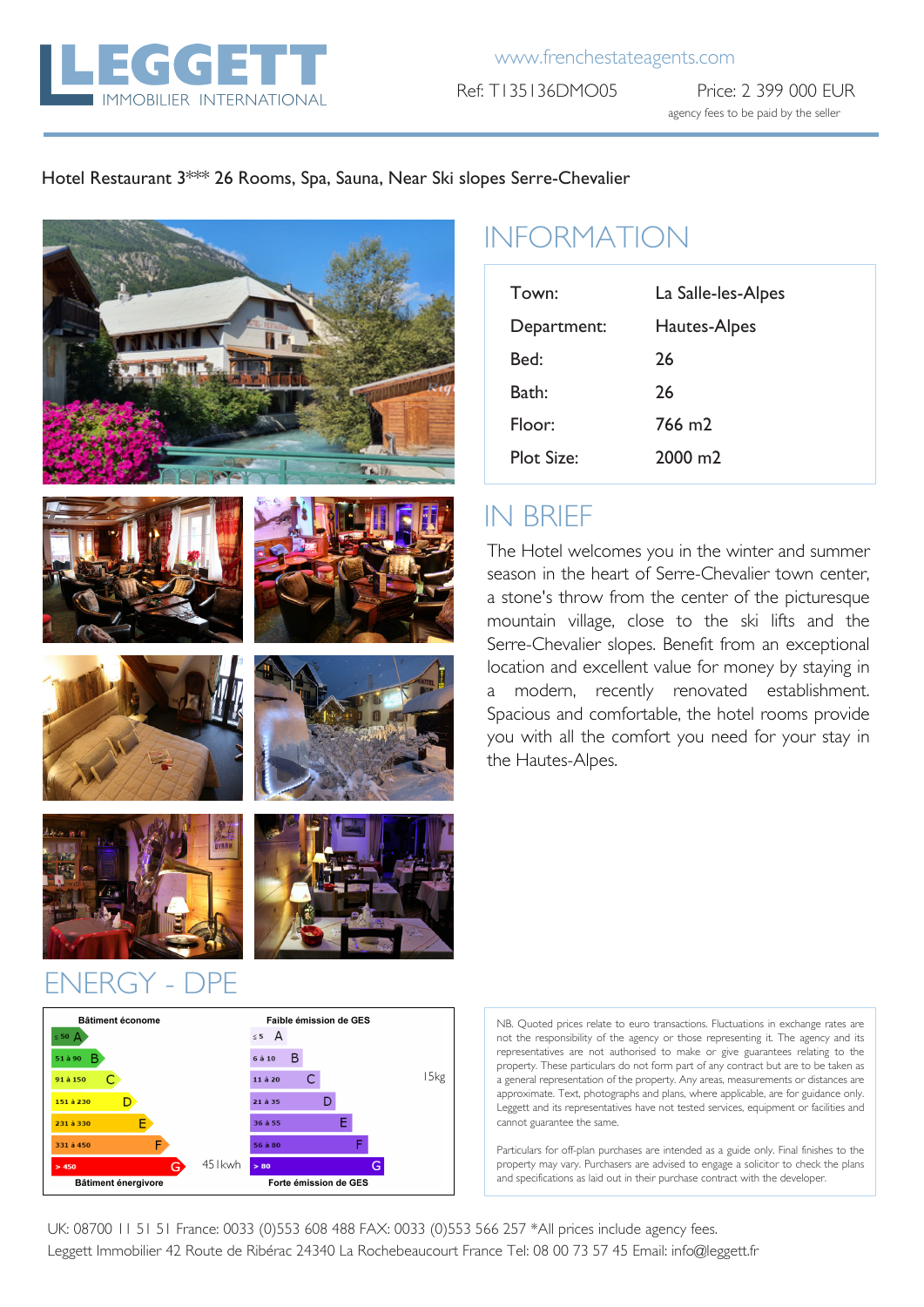# LEGGETT IMMOBILIER INTERNATIONAL

www.frenchestateagents.com

Ref: T135136DMO05

Price: 2 399 000 EUR

agency fees to be paid by the seller

Hotel Restaurant 3*** 26 Rooms, Spa, Sauna, Near Ski slopes Serre-Chevalier

## INFORMATION

| | |
|---|---|
| Town: | La Salle-les-Alpes |
| Department: | Hautes-Alpes |
| Bed: | 26 |
| Bath: | 26 |
| Floor: | 766 m2 |
| Plot Size: | 2000 m2 |

## IN BRIEF

The Hotel welcomes you in the winter and summer season in the heart of Serre-Chevalier town center, a stone's throw from the center of the picturesque mountain village, close to the ski lifts and the Serre-Chevalier slopes. Benefit from an exceptional location and excellent value for money by staying in a modern, recently renovated establishment. Spacious and comfortable, the hotel rooms provide you with all the comfort you need for your stay in the Hautes-Alpes.

## ENERGY - DPE

| Bâtiment économe | | Faible émission de GES | |
|---|---|---|---|
| ≤ 50 A | | ≤ 5 A | |
| 51 à 90 B | | 6 à 10 B | |
| 91 à 150 C | | 11 à 20 C | 15kg |
| 151 à 230 D | | 21 à 35 D | |
| 231 à 330 E | | 36 à 55 E | |
| 331 à 450 F | | 56 à 80 F | |
| > 450 G | 451kwh | > 80 G | |
| Bâtiment énergivore | | Forte émission de GES | |

NB. Quoted prices relate to euro transactions. Fluctuations in exchange rates are not the responsibility of the agency or those representing it. The agency and its representatives are not authorised to make or give guarantees relating to the property. These particulars do not form part of any contract but are to be taken as a general representation of the property. Any areas, measurements or distances are approximate. Text, photographs and plans, where applicable, are for guidance only. Leggett and its representatives have not tested services, equipment or facilities and cannot guarantee the same.

Particulars for off-plan purchases are intended as a guide only. Final finishes to the property may vary. Purchasers are advised to engage a solicitor to check the plans and specifications as laid out in their purchase contract with the developer.

UK: 08700 11 51 51 France: 0033 (0)553 608 488 FAX: 0033 (0)553 566 257 *All prices include agency fees.
Leggett Immobilier 42 Route de Ribérac 24340 La Rochebeaucourt France Tel: 08 00 73 57 45 Email: info@leggett.fr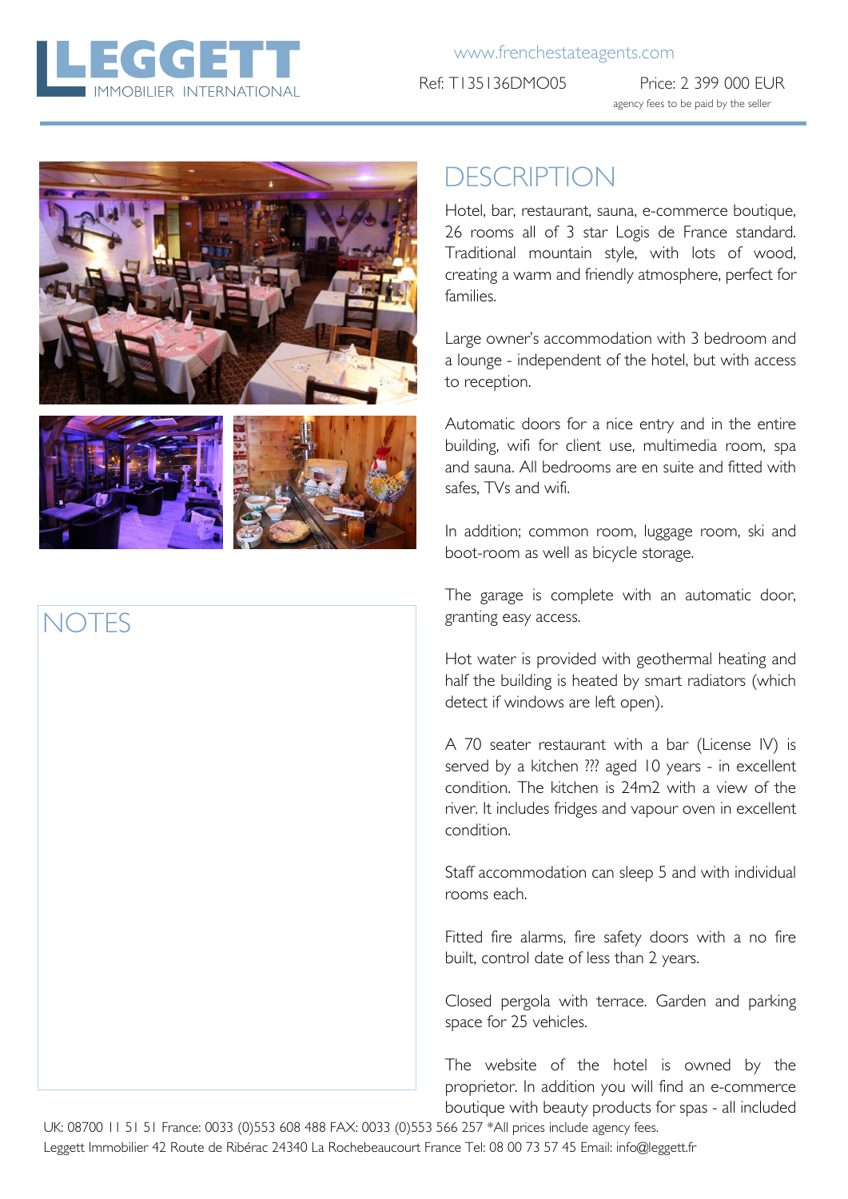# LEGGETT
IMMOBILIER INTERNATIONAL

www.frenchestateagents.com

Ref: T135136DMO05

Price: 2 399 000 EUR

agency fees to be paid by the seller

## DESCRIPTION

Hotel, bar, restaurant, sauna, e-commerce boutique, 26 rooms all of 3 star Logis de France standard. Traditional mountain style, with lots of wood, creating a warm and friendly atmosphere, perfect for families.

Large owner's accommodation with 3 bedroom and a lounge - independent of the hotel, but with access to reception.

Automatic doors for a nice entry and in the entire building, wifi for client use, multimedia room, spa and sauna. All bedrooms are en suite and fitted with safes, TVs and wifi.

In addition; common room, luggage room, ski and boot-room as well as bicycle storage.

The garage is complete with an automatic door, granting easy access.

Hot water is provided with geothermal heating and half the building is heated by smart radiators (which detect if windows are left open).

A 70 seater restaurant with a bar (License IV) is served by a kitchen ??? aged 10 years - in excellent condition. The kitchen is 24m2 with a view of the river. It includes fridges and vapour oven in excellent condition.

Staff accommodation can sleep 5 and with individual rooms each.

Fitted fire alarms, fire safety doors with a no fire built, control date of less than 2 years.

Closed pergola with terrace. Garden and parking space for 25 vehicles.

The website of the hotel is owned by the proprietor. In addition you will find an e-commerce boutique with beauty products for spas - all included

## NOTES

UK: 08700 11 51 51 France: 0033 (0)553 608 488 FAX: 0033 (0)553 566 257 *All prices include agency fees.
Leggett Immobilier 42 Route de Ribérac 24340 La Rochebeaucourt France Tel: 08 00 73 57 45 Email: info@leggett.fr